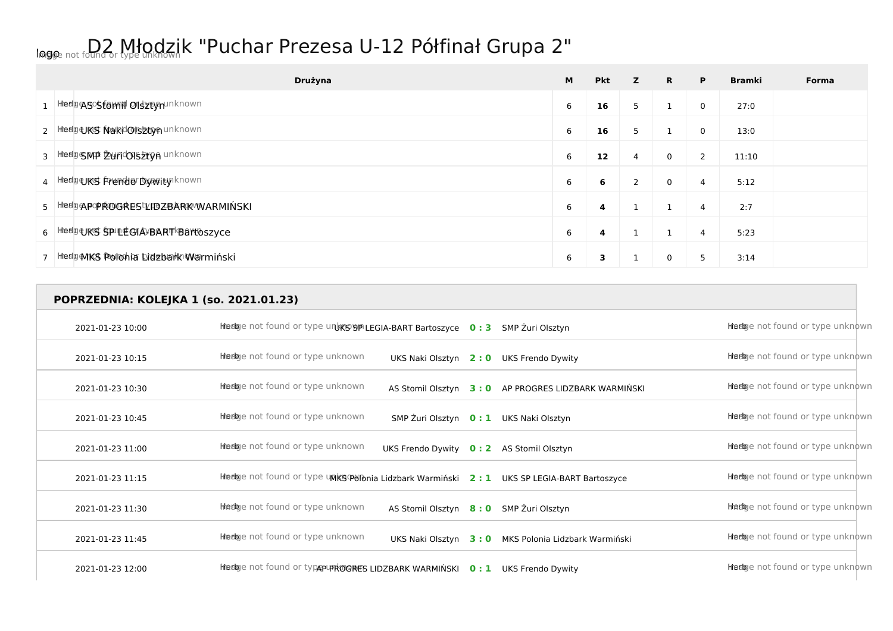logo Image not found or type unknown

# D2 Młodzik "Puchar Prezesa U-12 Półfinał Grupa 2"

| | Drużyna | M | Pkt | Z | R | P | Bramki | Forma |
|---|---|---|---|---|---|---|---|---|
| 1 | AS Stomil Olsztyn | 6 | **16** | 5 | 1 | 0 | 27:0 | |
| 2 | UKS Naki Olsztyn | 6 | **16** | 5 | 1 | 0 | 13:0 | |
| 3 | SMP Żuri Olsztyn | 6 | **12** | 4 | 0 | 2 | 11:10 | |
| 4 | UKS Frendo Dywity | 6 | **6** | 2 | 0 | 4 | 5:12 | |
| 5 | AP PROGRES LIDZBARK WARMIŃSKI | 6 | **4** | 1 | 1 | 4 | 2:7 | |
| 6 | UKS SP LEGIA-BART Bartoszyce | 6 | **4** | 1 | 1 | 4 | 5:23 | |
| 7 | MKS Polonia Lidzbark Warmiński | 6 | **3** | 1 | 0 | 5 | 3:14 | |

## POPRZEDNIA: KOLEJKA 1 (so. 2021.01.23)

| Data | Gospodarz | Wynik | Gość |
|---|---|---|---|
| 2021-01-23 10:00 | UKS SP LEGIA-BART Bartoszyce | **0 : 3** | SMP Żuri Olsztyn |
| 2021-01-23 10:15 | UKS Naki Olsztyn | **2 : 0** | UKS Frendo Dywity |
| 2021-01-23 10:30 | AS Stomil Olsztyn | **3 : 0** | AP PROGRES LIDZBARK WARMIŃSKI |
| 2021-01-23 10:45 | SMP Żuri Olsztyn | **0 : 1** | UKS Naki Olsztyn |
| 2021-01-23 11:00 | UKS Frendo Dywity | **0 : 2** | AS Stomil Olsztyn |
| 2021-01-23 11:15 | MKS Polonia Lidzbark Warmiński | **2 : 1** | UKS SP LEGIA-BART Bartoszyce |
| 2021-01-23 11:30 | AS Stomil Olsztyn | **8 : 0** | SMP Żuri Olsztyn |
| 2021-01-23 11:45 | UKS Naki Olsztyn | **3 : 0** | MKS Polonia Lidzbark Warmiński |
| 2021-01-23 12:00 | AP PROGRES LIDZBARK WARMIŃSKI | **0 : 1** | UKS Frendo Dywity |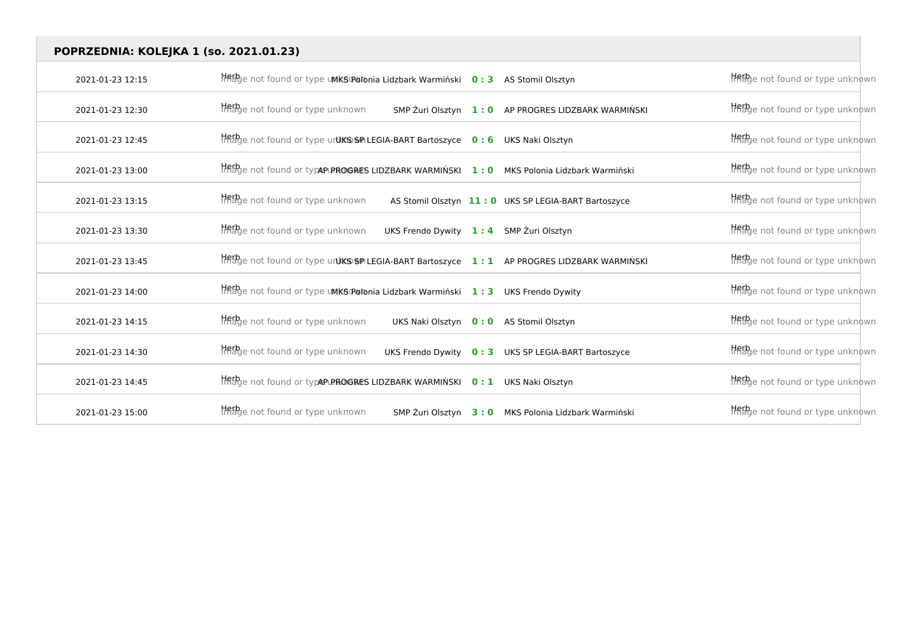## POPRZEDNIA: KOLEJKA 1 (so. 2021.01.23)

| | | | | | |
|---|---|---|---|---|---|
| 2021-01-23 12:15 | Herb | MKS Polonia Lidzbark Warmiński | 0 : 3 | AS Stomil Olsztyn | Herb |
| 2021-01-23 12:30 | Herb | SMP Żuri Olsztyn | 1 : 0 | AP PROGRES LIDZBARK WARMIŃSKI | Herb |
| 2021-01-23 12:45 | Herb | UKS SP LEGIA-BART Bartoszyce | 0 : 6 | UKS Naki Olsztyn | Herb |
| 2021-01-23 13:00 | Herb | AP PROGRES LIDZBARK WARMIŃSKI | 1 : 0 | MKS Polonia Lidzbark Warmiński | Herb |
| 2021-01-23 13:15 | Herb | AS Stomil Olsztyn | 11 : 0 | UKS SP LEGIA-BART Bartoszyce | Herb |
| 2021-01-23 13:30 | Herb | UKS Frendo Dywity | 1 : 4 | SMP Żuri Olsztyn | Herb |
| 2021-01-23 13:45 | Herb | UKS SP LEGIA-BART Bartoszyce | 1 : 1 | AP PROGRES LIDZBARK WARMIŃSKI | Herb |
| 2021-01-23 14:00 | Herb | MKS Polonia Lidzbark Warmiński | 1 : 3 | UKS Frendo Dywity | Herb |
| 2021-01-23 14:15 | Herb | UKS Naki Olsztyn | 0 : 0 | AS Stomil Olsztyn | Herb |
| 2021-01-23 14:30 | Herb | UKS Frendo Dywity | 0 : 3 | UKS SP LEGIA-BART Bartoszyce | Herb |
| 2021-01-23 14:45 | Herb | AP PROGRES LIDZBARK WARMIŃSKI | 0 : 1 | UKS Naki Olsztyn | Herb |
| 2021-01-23 15:00 | Herb | SMP Żuri Olsztyn | 3 : 0 | MKS Polonia Lidzbark Warmiński | Herb |